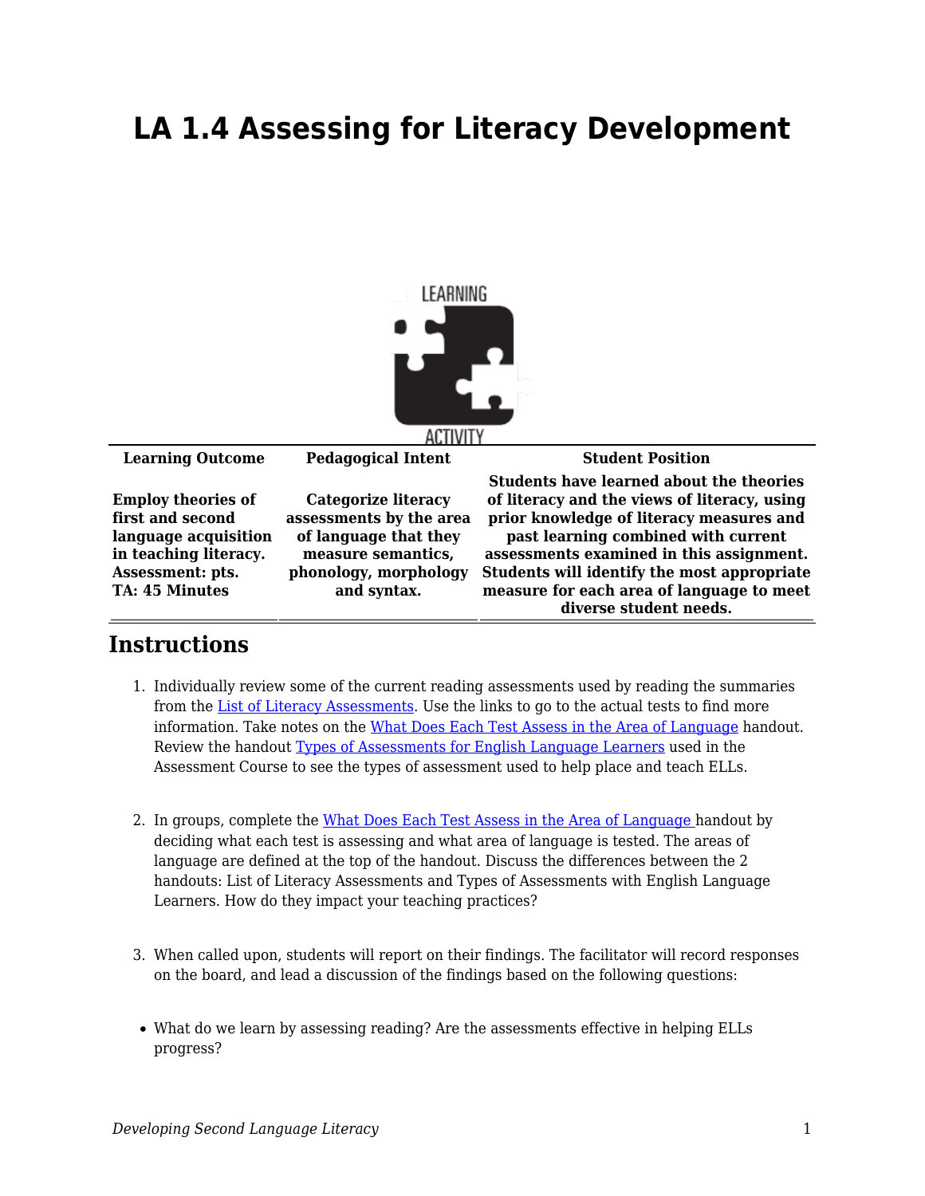# LA 1.4 Assessing for Literacy Development

| Learning Outcome | Pedagogical Intent | Student Position |
|---|---|---|
| **Employ theories of first and second language acquisition in teaching literacy. Assessment: pts. TA: 45 Minutes** | **Categorize literacy assessments by the area of language that they measure semantics, phonology, morphology and syntax.** | **Students have learned about the theories of literacy and the views of literacy, using prior knowledge of literacy measures and past learning combined with current assessments examined in this assignment. Students will identify the most appropriate measure for each area of language to meet diverse student needs.** |

## Instructions

1. Individually review some of the current reading assessments used by reading the summaries from the List of Literacy Assessments. Use the links to go to the actual tests to find more information. Take notes on the What Does Each Test Assess in the Area of Language handout. Review the handout Types of Assessments for English Language Learners used in the Assessment Course to see the types of assessment used to help place and teach ELLs.

2. In groups, complete the What Does Each Test Assess in the Area of Language handout by deciding what each test is assessing and what area of language is tested. The areas of language are defined at the top of the handout. Discuss the differences between the 2 handouts: List of Literacy Assessments and Types of Assessments with English Language Learners. How do they impact your teaching practices?

3. When called upon, students will report on their findings. The facilitator will record responses on the board, and lead a discussion of the findings based on the following questions:

- What do we learn by assessing reading? Are the assessments effective in helping ELLs progress?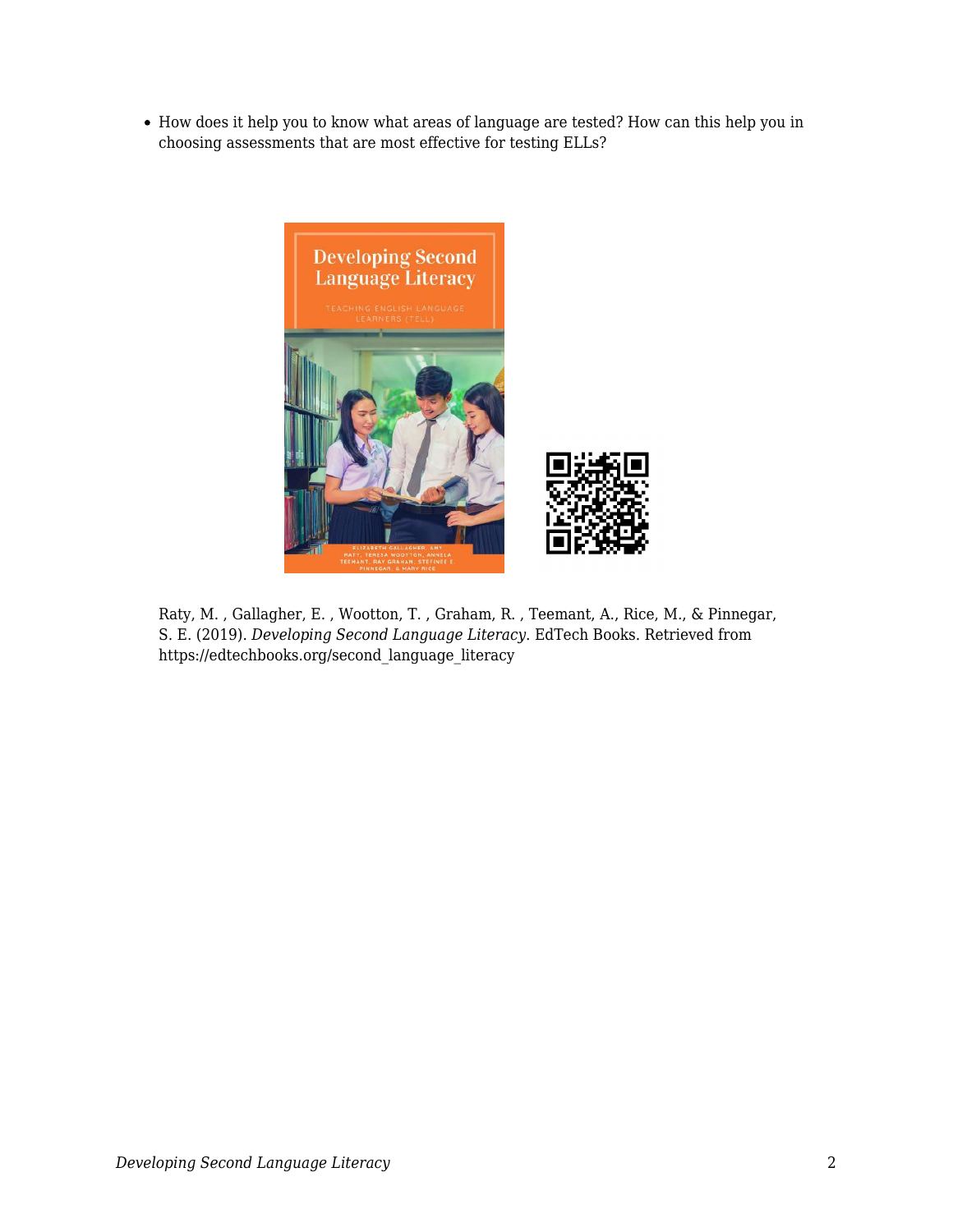- How does it help you to know what areas of language are tested? How can this help you in choosing assessments that are most effective for testing ELLs?

Raty, M. , Gallagher, E. , Wootton, T. , Graham, R. , Teemant, A., Rice, M., & Pinnegar, S. E. (2019). *Developing Second Language Literacy*. EdTech Books. Retrieved from https://edtechbooks.org/second_language_literacy